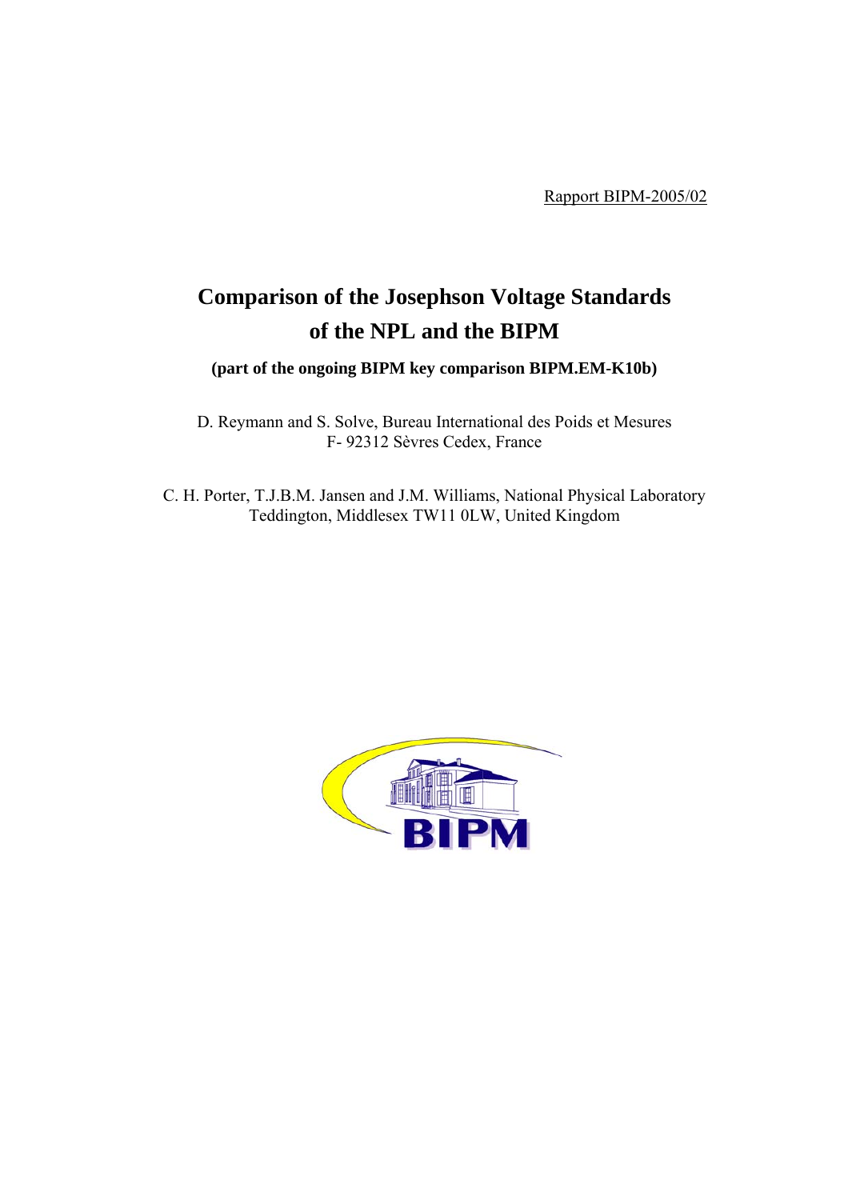Rapport BIPM-2005/02

# Comparison of the Josephson Voltage Standards of the NPL and the BIPM

**(part of the ongoing BIPM key comparison BIPM.EM-K10b)**

D. Reymann and S. Solve, Bureau International des Poids et Mesures
F- 92312 Sèvres Cedex, France

C. H. Porter, T.J.B.M. Jansen and J.M. Williams, National Physical Laboratory
Teddington, Middlesex TW11 0LW, United Kingdom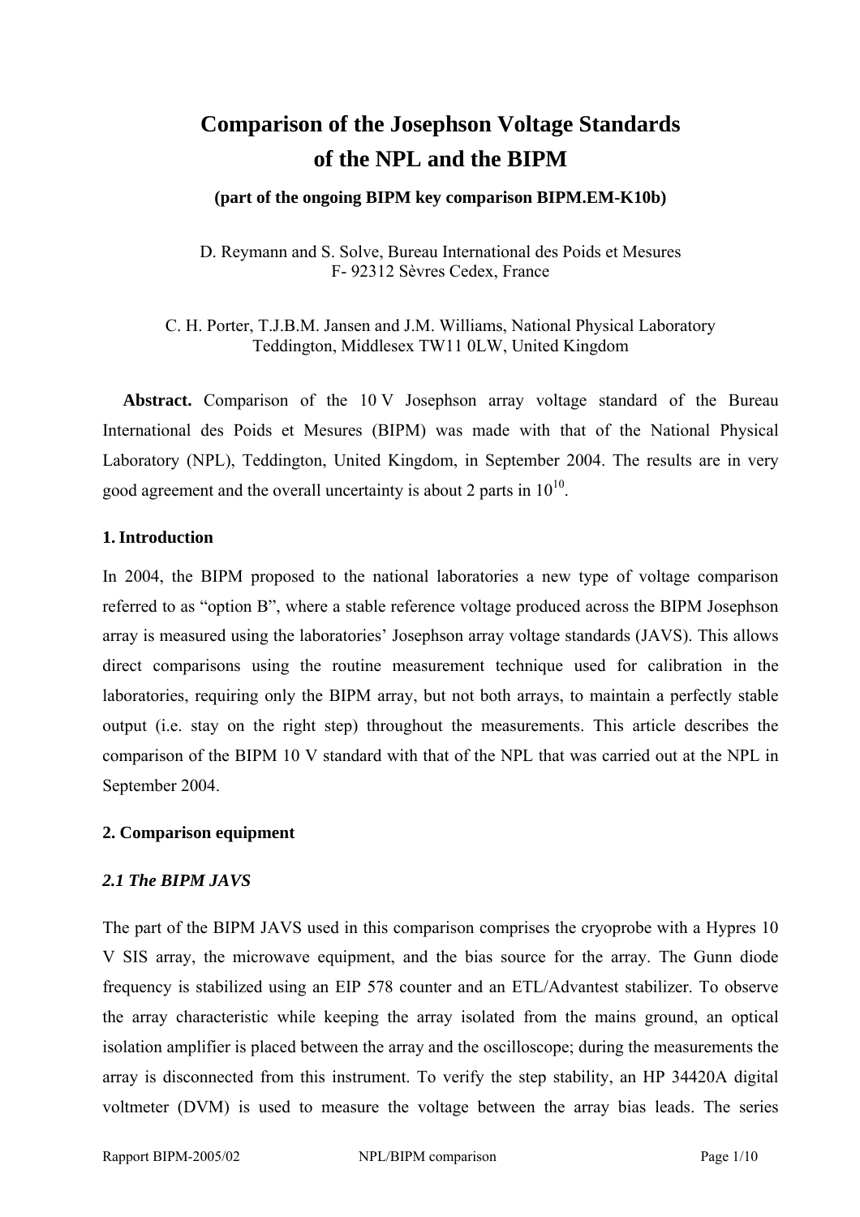# Comparison of the Josephson Voltage Standards of the NPL and the BIPM

**(part of the ongoing BIPM key comparison BIPM.EM-K10b)**

D. Reymann and S. Solve, Bureau International des Poids et Mesures
F- 92312 Sèvres Cedex, France

C. H. Porter, T.J.B.M. Jansen and J.M. Williams, National Physical Laboratory
Teddington, Middlesex TW11 0LW, United Kingdom

**Abstract.** Comparison of the 10 V Josephson array voltage standard of the Bureau International des Poids et Mesures (BIPM) was made with that of the National Physical Laboratory (NPL), Teddington, United Kingdom, in September 2004. The results are in very good agreement and the overall uncertainty is about 2 parts in $10^{10}$.

## 1. Introduction

In 2004, the BIPM proposed to the national laboratories a new type of voltage comparison referred to as "option B", where a stable reference voltage produced across the BIPM Josephson array is measured using the laboratories' Josephson array voltage standards (JAVS). This allows direct comparisons using the routine measurement technique used for calibration in the laboratories, requiring only the BIPM array, but not both arrays, to maintain a perfectly stable output (i.e. stay on the right step) throughout the measurements. This article describes the comparison of the BIPM 10 V standard with that of the NPL that was carried out at the NPL in September 2004.

## 2. Comparison equipment

### *2.1 The BIPM JAVS*

The part of the BIPM JAVS used in this comparison comprises the cryoprobe with a Hypres 10 V SIS array, the microwave equipment, and the bias source for the array. The Gunn diode frequency is stabilized using an EIP 578 counter and an ETL/Advantest stabilizer. To observe the array characteristic while keeping the array isolated from the mains ground, an optical isolation amplifier is placed between the array and the oscilloscope; during the measurements the array is disconnected from this instrument. To verify the step stability, an HP 34420A digital voltmeter (DVM) is used to measure the voltage between the array bias leads. The series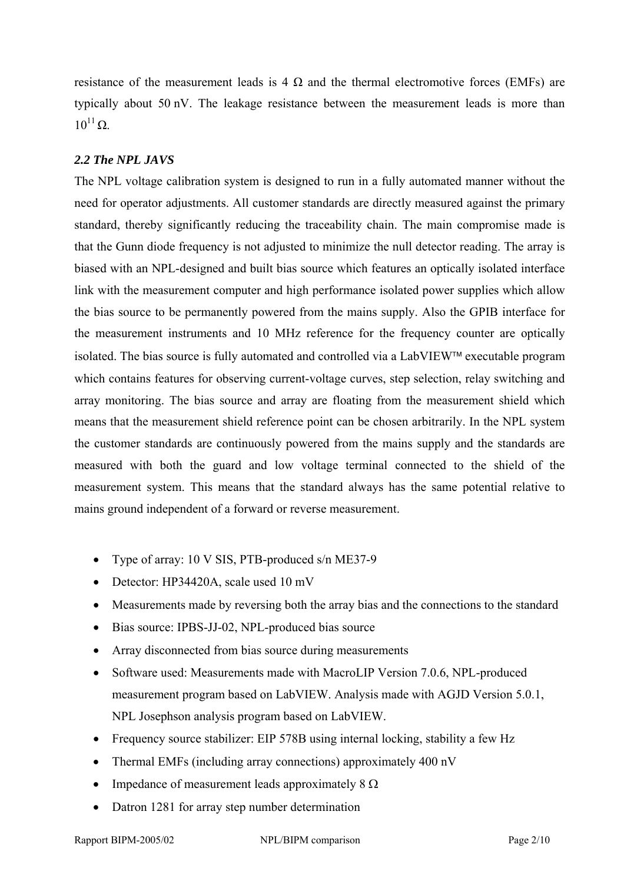resistance of the measurement leads is 4 Ω and the thermal electromotive forces (EMFs) are typically about 50 nV. The leakage resistance between the measurement leads is more than $10^{11}$ Ω.

### *2.2 The NPL JAVS*

The NPL voltage calibration system is designed to run in a fully automated manner without the need for operator adjustments. All customer standards are directly measured against the primary standard, thereby significantly reducing the traceability chain. The main compromise made is that the Gunn diode frequency is not adjusted to minimize the null detector reading. The array is biased with an NPL-designed and built bias source which features an optically isolated interface link with the measurement computer and high performance isolated power supplies which allow the bias source to be permanently powered from the mains supply. Also the GPIB interface for the measurement instruments and 10 MHz reference for the frequency counter are optically isolated. The bias source is fully automated and controlled via a LabVIEW™ executable program which contains features for observing current-voltage curves, step selection, relay switching and array monitoring. The bias source and array are floating from the measurement shield which means that the measurement shield reference point can be chosen arbitrarily. In the NPL system the customer standards are continuously powered from the mains supply and the standards are measured with both the guard and low voltage terminal connected to the shield of the measurement system. This means that the standard always has the same potential relative to mains ground independent of a forward or reverse measurement.

- Type of array: 10 V SIS, PTB-produced s/n ME37-9
- Detector: HP34420A, scale used 10 mV
- Measurements made by reversing both the array bias and the connections to the standard
- Bias source: IPBS-JJ-02, NPL-produced bias source
- Array disconnected from bias source during measurements
- Software used: Measurements made with MacroLIP Version 7.0.6, NPL-produced measurement program based on LabVIEW. Analysis made with AGJD Version 5.0.1, NPL Josephson analysis program based on LabVIEW.
- Frequency source stabilizer: EIP 578B using internal locking, stability a few Hz
- Thermal EMFs (including array connections) approximately 400 nV
- Impedance of measurement leads approximately 8 Ω
- Datron 1281 for array step number determination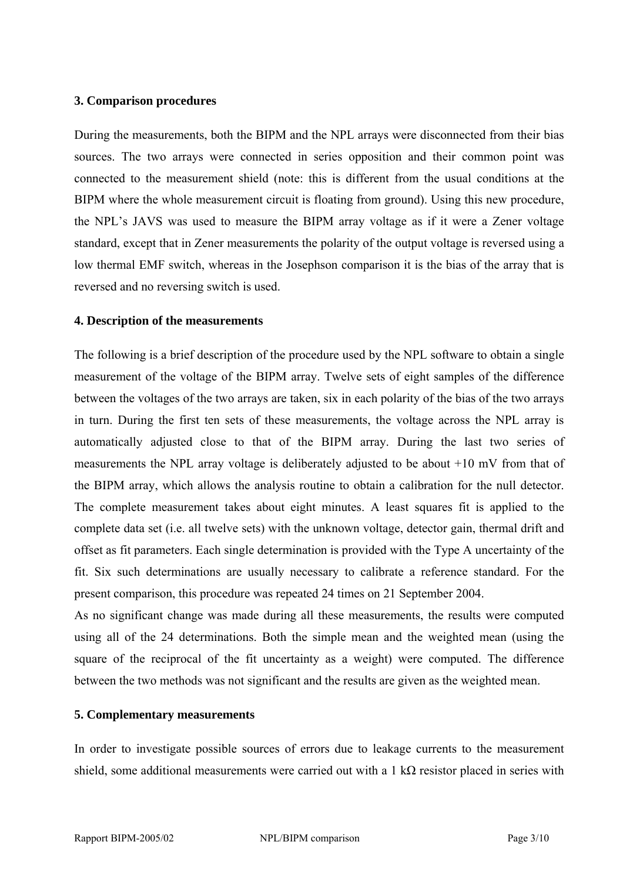## 3. Comparison procedures

During the measurements, both the BIPM and the NPL arrays were disconnected from their bias sources. The two arrays were connected in series opposition and their common point was connected to the measurement shield (note: this is different from the usual conditions at the BIPM where the whole measurement circuit is floating from ground). Using this new procedure, the NPL's JAVS was used to measure the BIPM array voltage as if it were a Zener voltage standard, except that in Zener measurements the polarity of the output voltage is reversed using a low thermal EMF switch, whereas in the Josephson comparison it is the bias of the array that is reversed and no reversing switch is used.

## 4. Description of the measurements

The following is a brief description of the procedure used by the NPL software to obtain a single measurement of the voltage of the BIPM array. Twelve sets of eight samples of the difference between the voltages of the two arrays are taken, six in each polarity of the bias of the two arrays in turn. During the first ten sets of these measurements, the voltage across the NPL array is automatically adjusted close to that of the BIPM array. During the last two series of measurements the NPL array voltage is deliberately adjusted to be about +10 mV from that of the BIPM array, which allows the analysis routine to obtain a calibration for the null detector. The complete measurement takes about eight minutes. A least squares fit is applied to the complete data set (i.e. all twelve sets) with the unknown voltage, detector gain, thermal drift and offset as fit parameters. Each single determination is provided with the Type A uncertainty of the fit. Six such determinations are usually necessary to calibrate a reference standard. For the present comparison, this procedure was repeated 24 times on 21 September 2004.

As no significant change was made during all these measurements, the results were computed using all of the 24 determinations. Both the simple mean and the weighted mean (using the square of the reciprocal of the fit uncertainty as a weight) were computed. The difference between the two methods was not significant and the results are given as the weighted mean.

## 5. Complementary measurements

In order to investigate possible sources of errors due to leakage currents to the measurement shield, some additional measurements were carried out with a 1 kΩ resistor placed in series with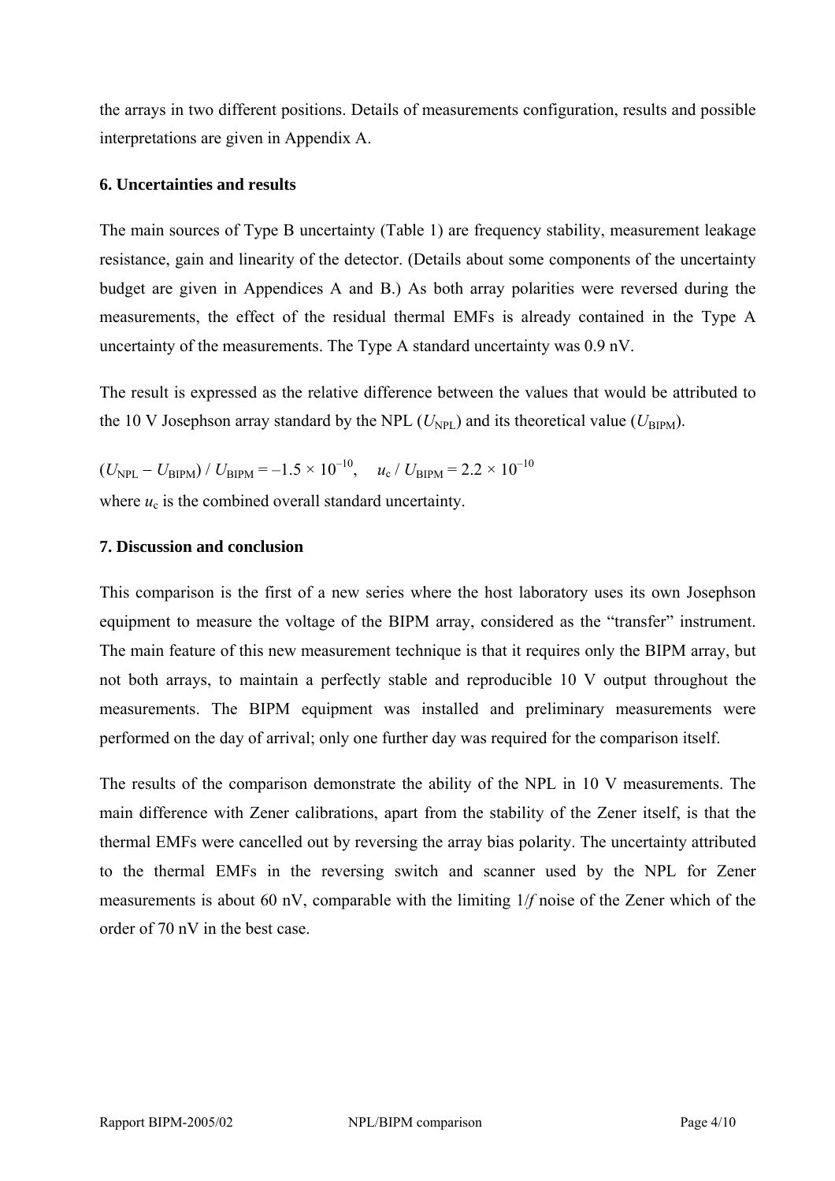the arrays in two different positions. Details of measurements configuration, results and possible interpretations are given in Appendix A.

## 6. Uncertainties and results

The main sources of Type B uncertainty (Table 1) are frequency stability, measurement leakage resistance, gain and linearity of the detector. (Details about some components of the uncertainty budget are given in Appendices A and B.) As both array polarities were reversed during the measurements, the effect of the residual thermal EMFs is already contained in the Type A uncertainty of the measurements. The Type A standard uncertainty was 0.9 nV.

The result is expressed as the relative difference between the values that would be attributed to the 10 V Josephson array standard by the NPL ($U_{\mathrm{NPL}}$) and its theoretical value ($U_{\mathrm{BIPM}}$).

$$(U_{\mathrm{NPL}} - U_{\mathrm{BIPM}}) / U_{\mathrm{BIPM}} = -1.5 \times 10^{-10}, \quad u_{\mathrm{c}} / U_{\mathrm{BIPM}} = 2.2 \times 10^{-10}$$

where $u_{\mathrm{c}}$ is the combined overall standard uncertainty.

## 7. Discussion and conclusion

This comparison is the first of a new series where the host laboratory uses its own Josephson equipment to measure the voltage of the BIPM array, considered as the "transfer" instrument. The main feature of this new measurement technique is that it requires only the BIPM array, but not both arrays, to maintain a perfectly stable and reproducible 10 V output throughout the measurements. The BIPM equipment was installed and preliminary measurements were performed on the day of arrival; only one further day was required for the comparison itself.

The results of the comparison demonstrate the ability of the NPL in 10 V measurements. The main difference with Zener calibrations, apart from the stability of the Zener itself, is that the thermal EMFs were cancelled out by reversing the array bias polarity. The uncertainty attributed to the thermal EMFs in the reversing switch and scanner used by the NPL for Zener measurements is about 60 nV, comparable with the limiting $1/f$ noise of the Zener which of the order of 70 nV in the best case.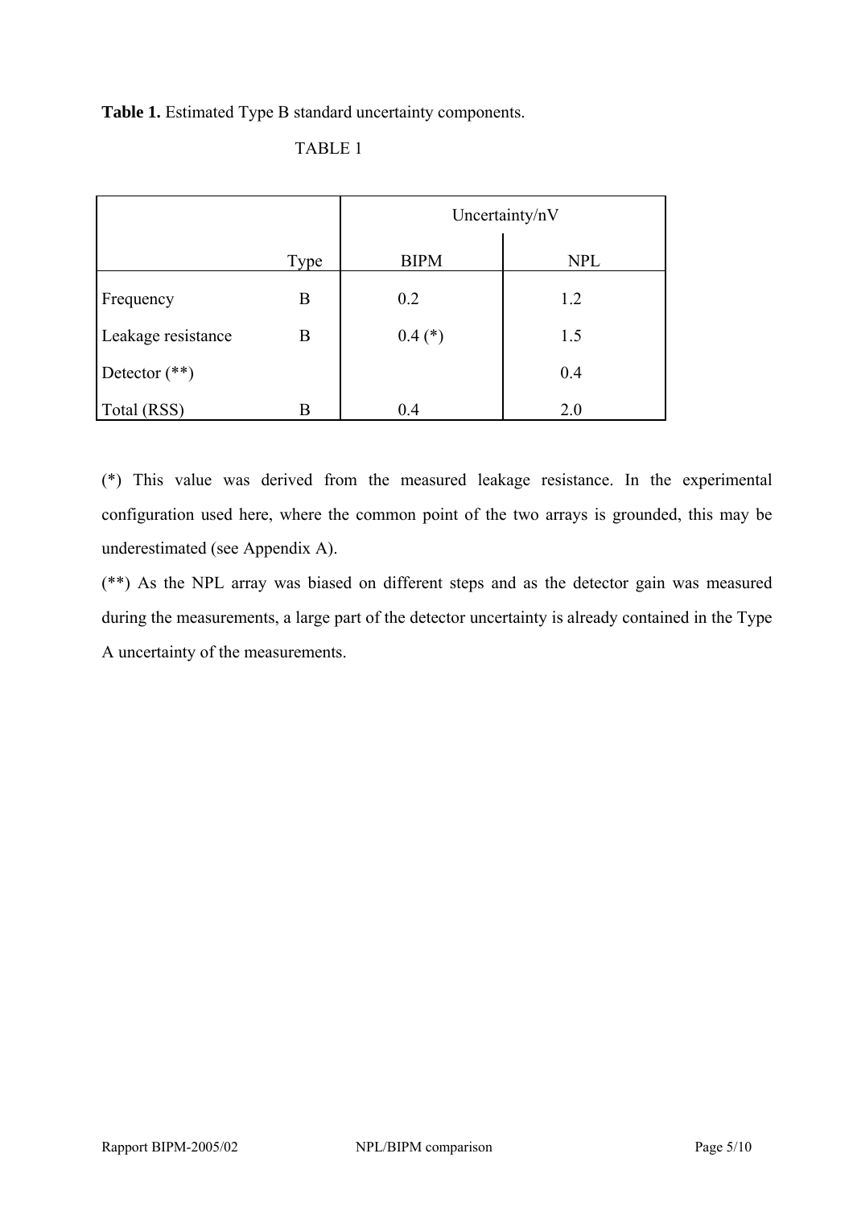**Table 1.** Estimated Type B standard uncertainty components.

TABLE 1

| | Type | Uncertainty/nV | |
|---|---|---|---|
| | | BIPM | NPL |
| Frequency | B | 0.2 | 1.2 |
| Leakage resistance | B | 0.4 (*) | 1.5 |
| Detector (**) | | | 0.4 |
| Total (RSS) | B | 0.4 | 2.0 |

(*) This value was derived from the measured leakage resistance. In the experimental configuration used here, where the common point of the two arrays is grounded, this may be underestimated (see Appendix A).

(**) As the NPL array was biased on different steps and as the detector gain was measured during the measurements, a large part of the detector uncertainty is already contained in the Type A uncertainty of the measurements.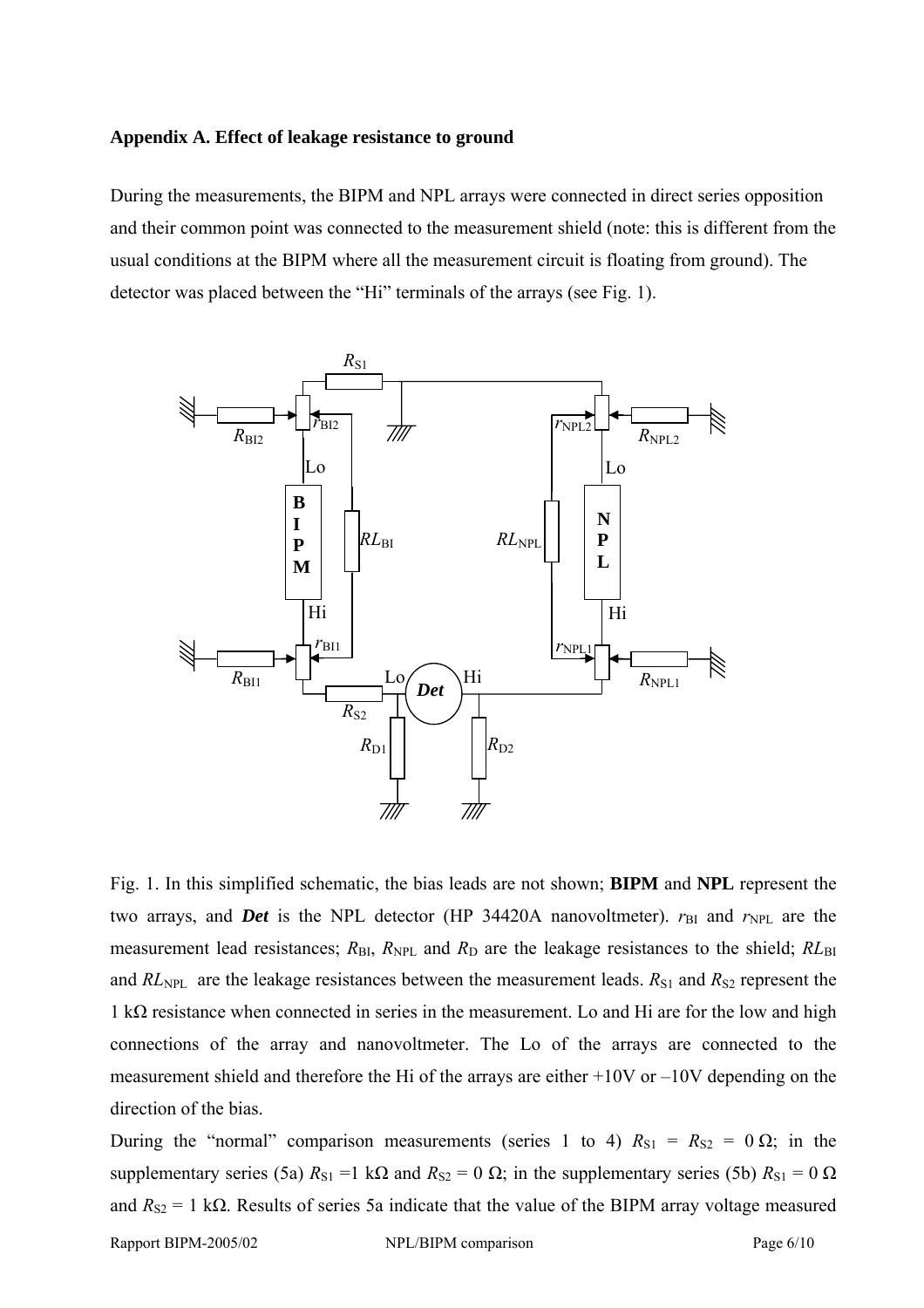### Appendix A. Effect of leakage resistance to ground

During the measurements, the BIPM and NPL arrays were connected in direct series opposition and their common point was connected to the measurement shield (note: this is different from the usual conditions at the BIPM where all the measurement circuit is floating from ground). The detector was placed between the "Hi" terminals of the arrays (see Fig. 1).

Fig. 1. In this simplified schematic, the bias leads are not shown; **BIPM** and **NPL** represent the two arrays, and ***Det*** is the NPL detector (HP 34420A nanovoltmeter). $r_{BI}$ and $r_{NPL}$ are the measurement lead resistances; $R_{BI}$, $R_{NPL}$ and $R_D$ are the leakage resistances to the shield; $RL_{BI}$ and $RL_{NPL}$ are the leakage resistances between the measurement leads. $R_{S1}$ and $R_{S2}$ represent the 1 kΩ resistance when connected in series in the measurement. Lo and Hi are for the low and high connections of the array and nanovoltmeter. The Lo of the arrays are connected to the measurement shield and therefore the Hi of the arrays are either +10V or –10V depending on the direction of the bias.

During the "normal" comparison measurements (series 1 to 4) $R_{S1} = R_{S2} = 0\ \Omega$; in the supplementary series (5a) $R_{S1} = 1\ \text{k}\Omega$ and $R_{S2} = 0\ \Omega$; in the supplementary series (5b) $R_{S1} = 0\ \Omega$ and $R_{S2} = 1\ \text{k}\Omega$. Results of series 5a indicate that the value of the BIPM array voltage measured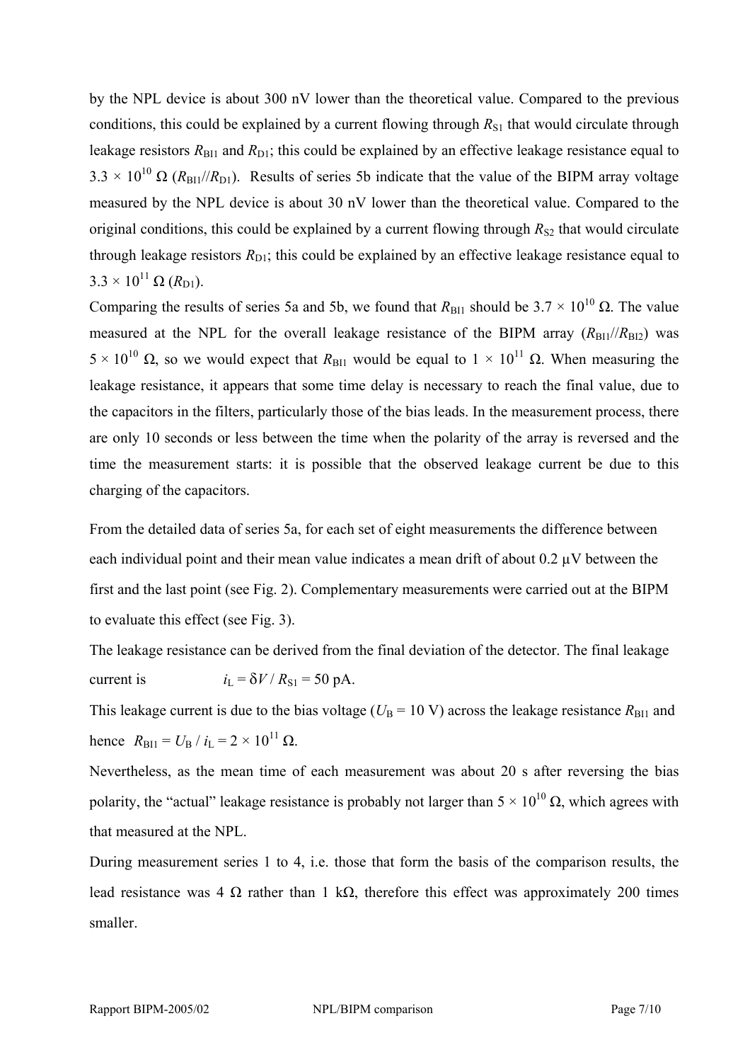by the NPL device is about 300 nV lower than the theoretical value. Compared to the previous conditions, this could be explained by a current flowing through $R_{S1}$ that would circulate through leakage resistors $R_{BI1}$ and $R_{D1}$; this could be explained by an effective leakage resistance equal to $3.3 \times 10^{10}$ Ω ($R_{BI1}//R_{D1}$). Results of series 5b indicate that the value of the BIPM array voltage measured by the NPL device is about 30 nV lower than the theoretical value. Compared to the original conditions, this could be explained by a current flowing through $R_{S2}$ that would circulate through leakage resistors $R_{D1}$; this could be explained by an effective leakage resistance equal to $3.3 \times 10^{11}$ Ω ($R_{D1}$).

Comparing the results of series 5a and 5b, we found that $R_{BI1}$ should be $3.7 \times 10^{10}$ Ω. The value measured at the NPL for the overall leakage resistance of the BIPM array ($R_{BI1}//R_{BI2}$) was $5 \times 10^{10}$ Ω, so we would expect that $R_{BI1}$ would be equal to $1 \times 10^{11}$ Ω. When measuring the leakage resistance, it appears that some time delay is necessary to reach the final value, due to the capacitors in the filters, particularly those of the bias leads. In the measurement process, there are only 10 seconds or less between the time when the polarity of the array is reversed and the time the measurement starts: it is possible that the observed leakage current be due to this charging of the capacitors.

From the detailed data of series 5a, for each set of eight measurements the difference between each individual point and their mean value indicates a mean drift of about 0.2 µV between the first and the last point (see Fig. 2). Complementary measurements were carried out at the BIPM to evaluate this effect (see Fig. 3).

The leakage resistance can be derived from the final deviation of the detector. The final leakage current is $i_L = \delta V / R_{S1} = 50$ pA.

This leakage current is due to the bias voltage ($U_B = 10$ V) across the leakage resistance $R_{BI1}$ and hence $R_{BI1} = U_B / i_L = 2 \times 10^{11}$ Ω.

Nevertheless, as the mean time of each measurement was about 20 s after reversing the bias polarity, the "actual" leakage resistance is probably not larger than $5 \times 10^{10}$ Ω, which agrees with that measured at the NPL.

During measurement series 1 to 4, i.e. those that form the basis of the comparison results, the lead resistance was 4 Ω rather than 1 kΩ, therefore this effect was approximately 200 times smaller.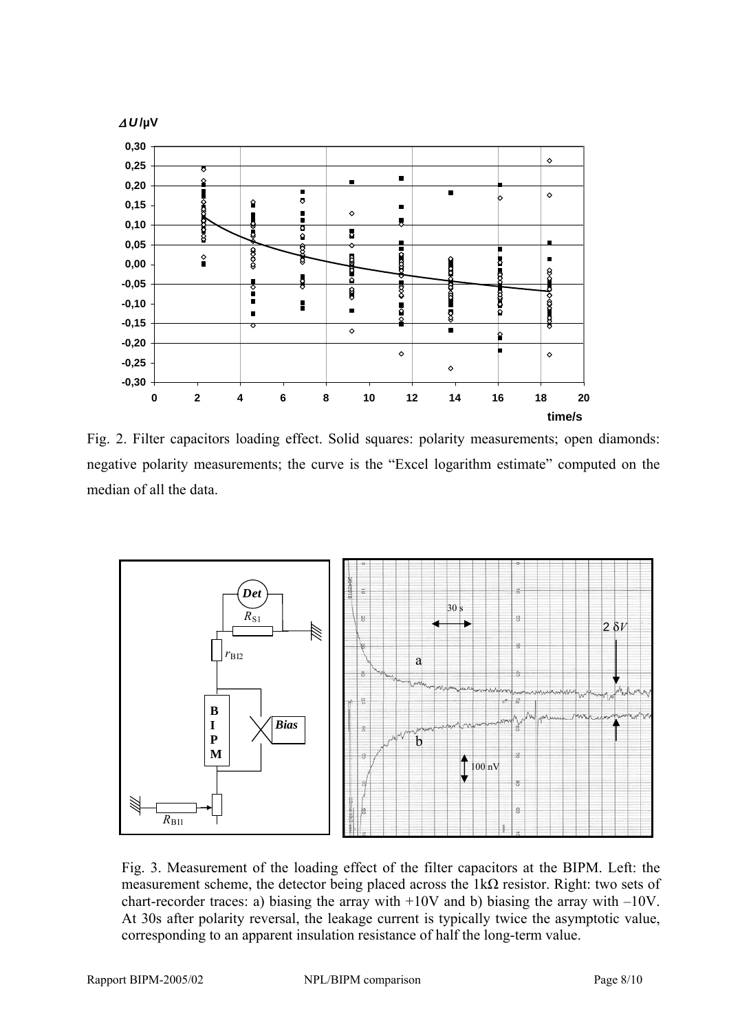Fig. 2. Filter capacitors loading effect. Solid squares: polarity measurements; open diamonds: negative polarity measurements; the curve is the "Excel logarithm estimate" computed on the median of all the data.

Fig. 3. Measurement of the loading effect of the filter capacitors at the BIPM. Left: the measurement scheme, the detector being placed across the 1kΩ resistor. Right: two sets of chart-recorder traces: a) biasing the array with +10V and b) biasing the array with –10V. At 30s after polarity reversal, the leakage current is typically twice the asymptotic value, corresponding to an apparent insulation resistance of half the long-term value.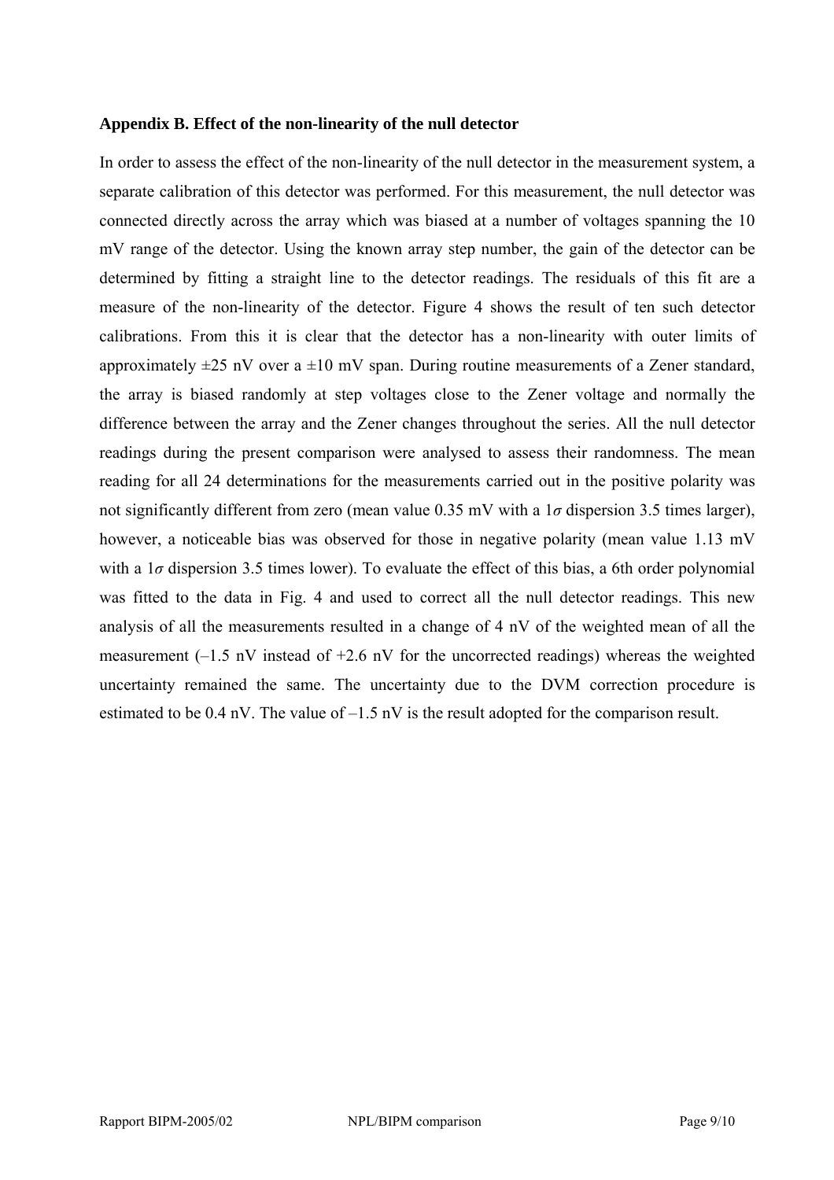### Appendix B. Effect of the non-linearity of the null detector

In order to assess the effect of the non-linearity of the null detector in the measurement system, a separate calibration of this detector was performed. For this measurement, the null detector was connected directly across the array which was biased at a number of voltages spanning the 10 mV range of the detector. Using the known array step number, the gain of the detector can be determined by fitting a straight line to the detector readings. The residuals of this fit are a measure of the non-linearity of the detector. Figure 4 shows the result of ten such detector calibrations. From this it is clear that the detector has a non-linearity with outer limits of approximately ±25 nV over a ±10 mV span. During routine measurements of a Zener standard, the array is biased randomly at step voltages close to the Zener voltage and normally the difference between the array and the Zener changes throughout the series. All the null detector readings during the present comparison were analysed to assess their randomness. The mean reading for all 24 determinations for the measurements carried out in the positive polarity was not significantly different from zero (mean value 0.35 mV with a $1\sigma$ dispersion 3.5 times larger), however, a noticeable bias was observed for those in negative polarity (mean value 1.13 mV with a $1\sigma$ dispersion 3.5 times lower). To evaluate the effect of this bias, a 6th order polynomial was fitted to the data in Fig. 4 and used to correct all the null detector readings. This new analysis of all the measurements resulted in a change of 4 nV of the weighted mean of all the measurement (–1.5 nV instead of +2.6 nV for the uncorrected readings) whereas the weighted uncertainty remained the same. The uncertainty due to the DVM correction procedure is estimated to be 0.4 nV. The value of –1.5 nV is the result adopted for the comparison result.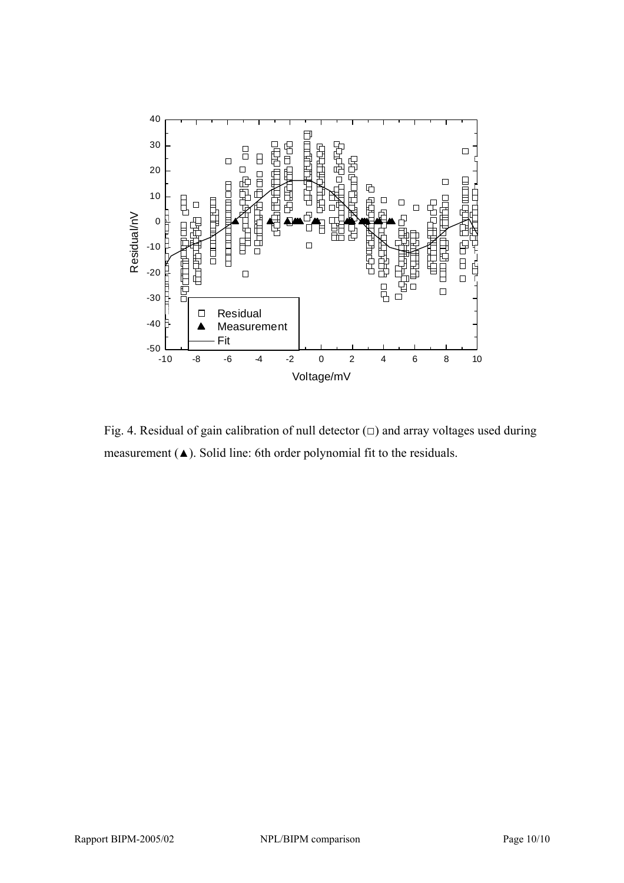40
30
20
10
0
-10
-20
-30
-40
-50

Residual/nV

-10 -8 -6 -4 -2 0 2 4 6 8 10

Voltage/mV

Residual
Measurement
Fit

Fig. 4. Residual of gain calibration of null detector (□) and array voltages used during measurement (▲). Solid line: 6th order polynomial fit to the residuals.